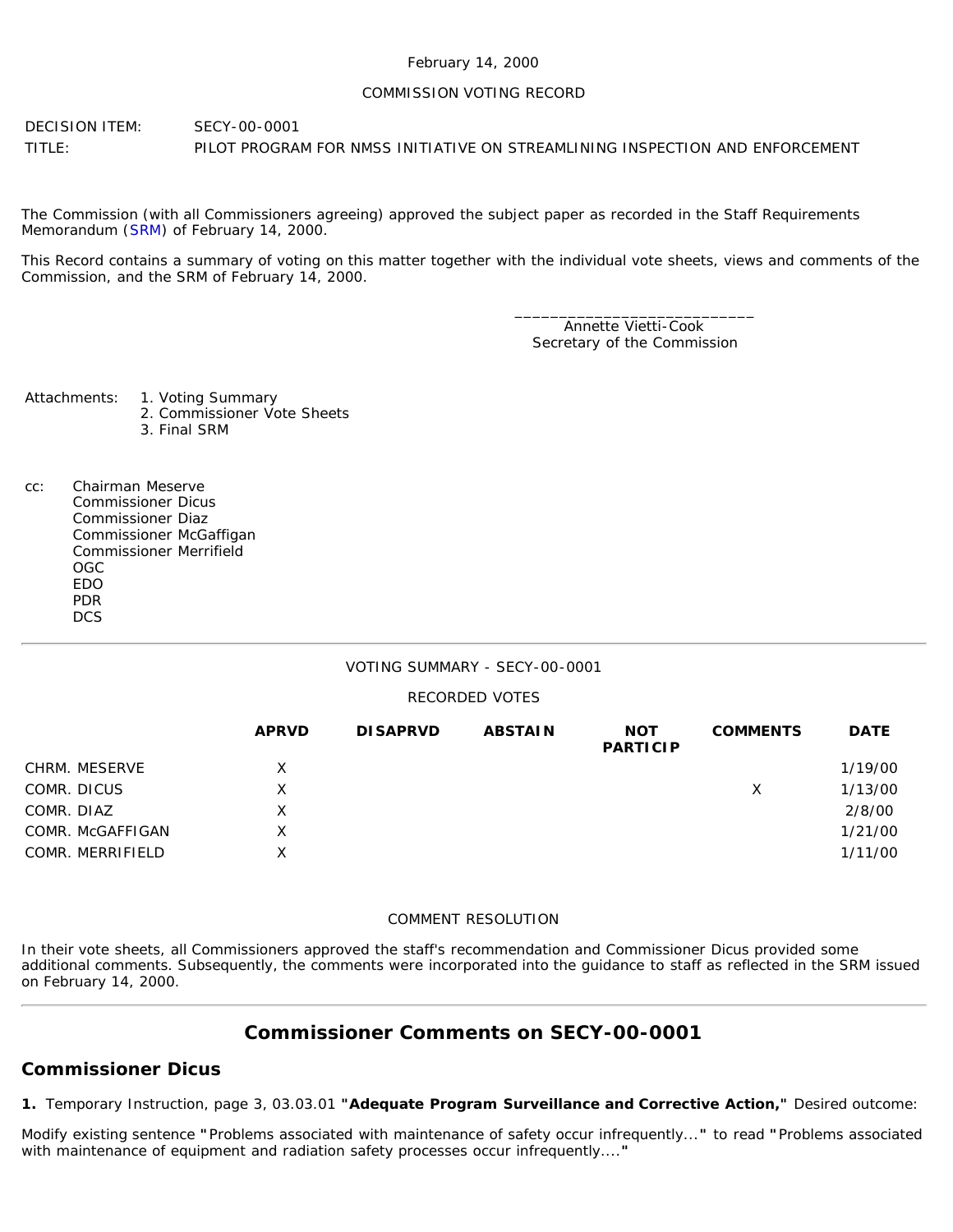February 14, 2000

COMMISSION VOTING RECORD

DECISION ITEM: SECY-00-0001

TITLE: PILOT PROGRAM FOR NMSS INITIATIVE ON STREAMLINING INSPECTION AND ENFORCEMENT

The Commission (with all Commissioners agreeing) approved the subject paper as recorded in the Staff Requirements Memorandum (SRM) of February 14, 2000.

This Record contains a summary of voting on this matter together with the individual vote sheets, views and comments of the Commission, and the SRM of February 14, 2000.

\_\_\_\_\_\_\_\_\_\_\_\_\_\_\_\_\_\_\_\_\_\_\_\_\_\_\_\_
Annette Vietti-Cook
Secretary of the Commission

Attachments:
1. Voting Summary
2. Commissioner Vote Sheets
3. Final SRM

cc:
Chairman Meserve
Commissioner Dicus
Commissioner Diaz
Commissioner McGaffigan
Commissioner Merrifield
OGC
EDO
PDR
DCS

---

VOTING SUMMARY - SECY-00-0001

RECORDED VOTES

| | APRVD | DISAPRVD | ABSTAIN | NOT PARTICIP | COMMENTS | DATE |
|---|---|---|---|---|---|---|
| CHRM. MESERVE | X | | | | | 1/19/00 |
| COMR. DICUS | X | | | | X | 1/13/00 |
| COMR. DIAZ | X | | | | | 2/8/00 |
| COMR. McGAFFIGAN | X | | | | | 1/21/00 |
| COMR. MERRIFIELD | X | | | | | 1/11/00 |

COMMENT RESOLUTION

In their vote sheets, all Commissioners approved the staff's recommendation and Commissioner Dicus provided some additional comments. Subsequently, the comments were incorporated into the guidance to staff as reflected in the SRM issued on February 14, 2000.

---

## Commissioner Comments on SECY-00-0001

### Commissioner Dicus

**1.** Temporary Instruction, page 3, 03.03.01 **"Adequate Program Surveillance and Corrective Action,"** Desired outcome:

Modify existing sentence **"**Problems associated with maintenance of safety occur infrequently...**"** to read **"**Problems associated with maintenance of equipment and radiation safety processes occur infrequently....**"**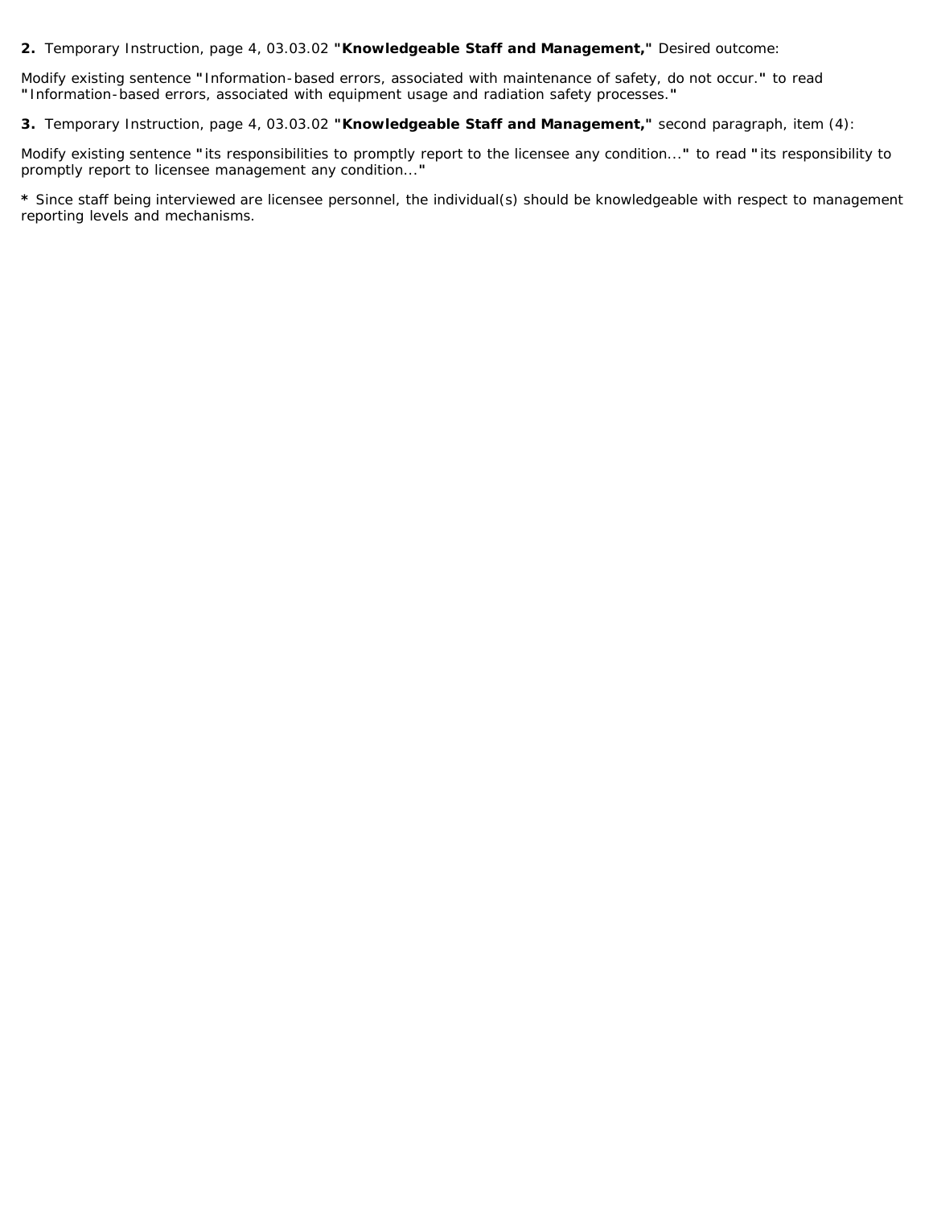**2.** Temporary Instruction, page 4, 03.03.02 **"Knowledgeable Staff and Management,"** Desired outcome:

Modify existing sentence **"**Information-based errors, associated with maintenance of safety, do not occur.**"** to read **"**Information-based errors, associated with equipment usage and radiation safety processes.**"**

**3.** Temporary Instruction, page 4, 03.03.02 **"Knowledgeable Staff and Management,"** second paragraph, item (4):

Modify existing sentence **"**its responsibilities to promptly report to the licensee any condition...**"** to read **"**its responsibility to promptly report to licensee management any condition...**"**

**\*** Since staff being interviewed are licensee personnel, the individual(s) should be knowledgeable with respect to management reporting levels and mechanisms.